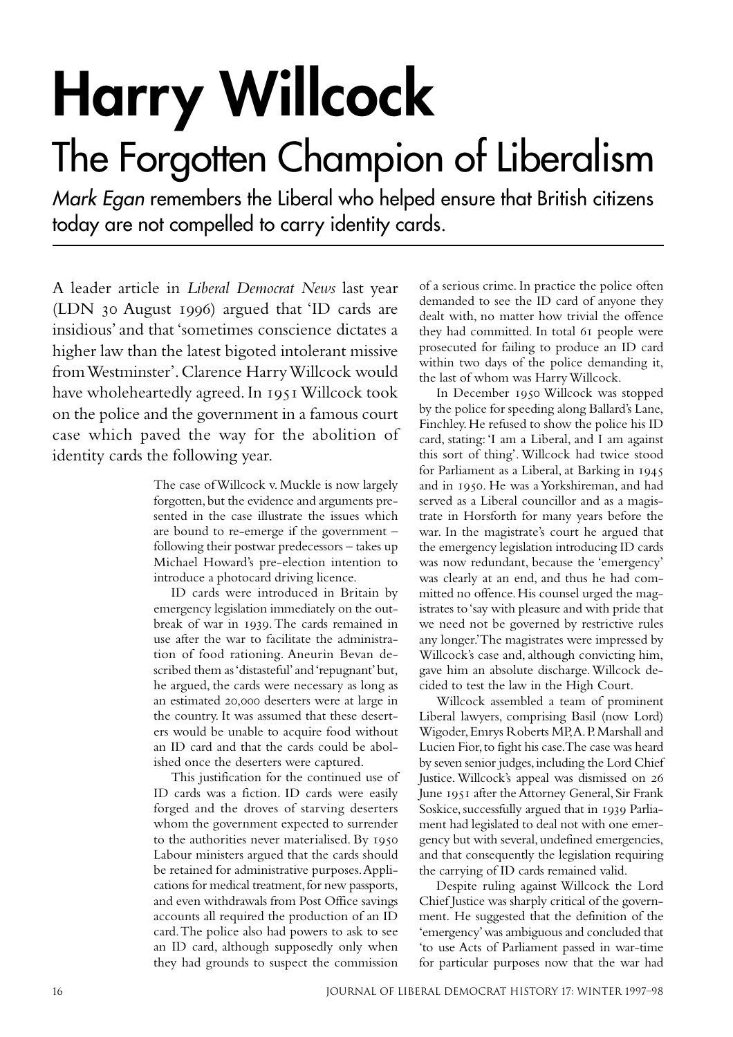# Harry Willcock

## The Forgotten Champion of Liberalism

*Mark Egan* remembers the Liberal who helped ensure that British citizens today are not compelled to carry identity cards.

A leader article in *Liberal Democrat News* last year (LDN 30 August 1996) argued that 'ID cards are insidious' and that 'sometimes conscience dictates a higher law than the latest bigoted intolerant missive from Westminster'. Clarence Harry Willcock would have wholeheartedly agreed. In 1951 Willcock took on the police and the government in a famous court case which paved the way for the abolition of identity cards the following year.

The case of Willcock v. Muckle is now largely forgotten, but the evidence and arguments presented in the case illustrate the issues which are bound to re-emerge if the government – following their postwar predecessors – takes up Michael Howard's pre-election intention to introduce a photocard driving licence.

ID cards were introduced in Britain by emergency legislation immediately on the outbreak of war in 1939. The cards remained in use after the war to facilitate the administration of food rationing. Aneurin Bevan described them as 'distasteful' and 'repugnant' but, he argued, the cards were necessary as long as an estimated 20,000 deserters were at large in the country. It was assumed that these deserters would be unable to acquire food without an ID card and that the cards could be abolished once the deserters were captured.

This justification for the continued use of ID cards was a fiction. ID cards were easily forged and the droves of starving deserters whom the government expected to surrender to the authorities never materialised. By 1950 Labour ministers argued that the cards should be retained for administrative purposes. Applications for medical treatment, for new passports, and even withdrawals from Post Office savings accounts all required the production of an ID card. The police also had powers to ask to see an ID card, although supposedly only when they had grounds to suspect the commission of a serious crime. In practice the police often demanded to see the ID card of anyone they dealt with, no matter how trivial the offence they had committed. In total 61 people were prosecuted for failing to produce an ID card within two days of the police demanding it, the last of whom was Harry Willcock.

In December 1950 Willcock was stopped by the police for speeding along Ballard's Lane, Finchley. He refused to show the police his ID card, stating: 'I am a Liberal, and I am against this sort of thing'. Willcock had twice stood for Parliament as a Liberal, at Barking in 1945 and in 1950. He was a Yorkshireman, and had served as a Liberal councillor and as a magistrate in Horsforth for many years before the war. In the magistrate's court he argued that the emergency legislation introducing ID cards was now redundant, because the 'emergency' was clearly at an end, and thus he had committed no offence. His counsel urged the magistrates to 'say with pleasure and with pride that we need not be governed by restrictive rules any longer.' The magistrates were impressed by Willcock's case and, although convicting him, gave him an absolute discharge. Willcock decided to test the law in the High Court.

Willcock assembled a team of prominent Liberal lawyers, comprising Basil (now Lord) Wigoder, Emrys Roberts MP, A. P. Marshall and Lucien Fior, to fight his case. The case was heard by seven senior judges, including the Lord Chief Justice. Willcock's appeal was dismissed on 26 June 1951 after the Attorney General, Sir Frank Soskice, successfully argued that in 1939 Parliament had legislated to deal not with one emergency but with several, undefined emergencies, and that consequently the legislation requiring the carrying of ID cards remained valid.

Despite ruling against Willcock the Lord Chief Justice was sharply critical of the government. He suggested that the definition of the 'emergency' was ambiguous and concluded that 'to use Acts of Parliament passed in war-time for particular purposes now that the war had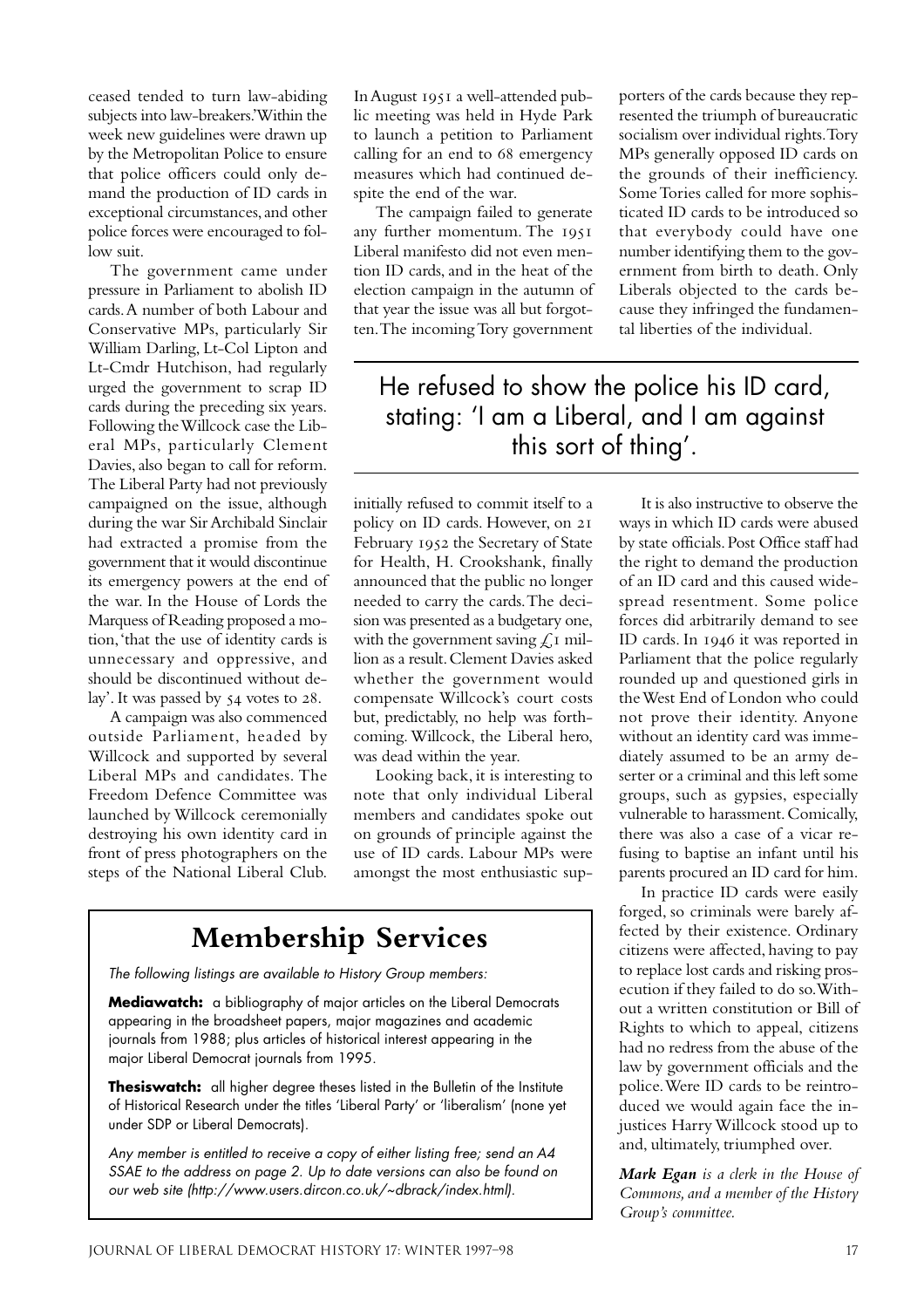ceased tended to turn law-abiding subjects into law-breakers.' Within the week new guidelines were drawn up by the Metropolitan Police to ensure that police officers could only demand the production of ID cards in exceptional circumstances, and other police forces were encouraged to follow suit.

The government came under pressure in Parliament to abolish ID cards. A number of both Labour and Conservative MPs, particularly Sir William Darling, Lt-Col Lipton and Lt-Cmdr Hutchison, had regularly urged the government to scrap ID cards during the preceding six years. Following the Willcock case the Liberal MPs, particularly Clement Davies, also began to call for reform. The Liberal Party had not previously campaigned on the issue, although during the war Sir Archibald Sinclair had extracted a promise from the government that it would discontinue its emergency powers at the end of the war. In the House of Lords the Marquess of Reading proposed a motion, 'that the use of identity cards is unnecessary and oppressive, and should be discontinued without delay'. It was passed by 54 votes to 28.

A campaign was also commenced outside Parliament, headed by Willcock and supported by several Liberal MPs and candidates. The Freedom Defence Committee was launched by Willcock ceremonially destroying his own identity card in front of press photographers on the steps of the National Liberal Club.

In August 1951 a well-attended public meeting was held in Hyde Park to launch a petition to Parliament calling for an end to 68 emergency measures which had continued despite the end of the war.

The campaign failed to generate any further momentum. The 1951 Liberal manifesto did not even mention ID cards, and in the heat of the election campaign in the autumn of that year the issue was all but forgotten. The incoming Tory government initially refused to commit itself to a policy on ID cards. However, on 21 February 1952 the Secretary of State for Health, H. Crookshank, finally announced that the public no longer needed to carry the cards. The decision was presented as a budgetary one, with the government saving £1 million as a result. Clement Davies asked whether the government would compensate Willcock's court costs but, predictably, no help was forthcoming. Willcock, the Liberal hero, was dead within the year.

Looking back, it is interesting to note that only individual Liberal members and candidates spoke out on grounds of principle against the use of ID cards. Labour MPs were amongst the most enthusiastic supporters of the cards because they represented the triumph of bureaucratic socialism over individual rights. Tory MPs generally opposed ID cards on the grounds of their inefficiency. Some Tories called for more sophisticated ID cards to be introduced so that everybody could have one number identifying them to the government from birth to death. Only Liberals objected to the cards because they infringed the fundamental liberties of the individual.

> He refused to show the police his ID card, stating: 'I am a Liberal, and I am against this sort of thing'.

It is also instructive to observe the ways in which ID cards were abused by state officials. Post Office staff had the right to demand the production of an ID card and this caused widespread resentment. Some police forces did arbitrarily demand to see ID cards. In 1946 it was reported in Parliament that the police regularly rounded up and questioned girls in the West End of London who could not prove their identity. Anyone without an identity card was immediately assumed to be an army deserter or a criminal and this left some groups, such as gypsies, especially vulnerable to harassment. Comically, there was also a case of a vicar refusing to baptise an infant until his parents procured an ID card for him.

In practice ID cards were easily forged, so criminals were barely affected by their existence. Ordinary citizens were affected, having to pay to replace lost cards and risking prosecution if they failed to do so. Without a written constitution or Bill of Rights to which to appeal, citizens had no redress from the abuse of the law by government officials and the police. Were ID cards to be reintroduced we would again face the injustices Harry Willcock stood up to and, ultimately, triumphed over.

***Mark Egan** is a clerk in the House of Commons, and a member of the History Group's committee.*

## Membership Services

*The following listings are available to History Group members:*

**Mediawatch:** a bibliography of major articles on the Liberal Democrats appearing in the broadsheet papers, major magazines and academic journals from 1988; plus articles of historical interest appearing in the major Liberal Democrat journals from 1995.

**Thesiswatch:** all higher degree theses listed in the Bulletin of the Institute of Historical Research under the titles 'Liberal Party' or 'liberalism' (none yet under SDP or Liberal Democrats).

*Any member is entitled to receive a copy of either listing free; send an A4 SSAE to the address on page 2. Up to date versions can also be found on our web site (http://www.users.dircon.co.uk/~dbrack/index.html).*